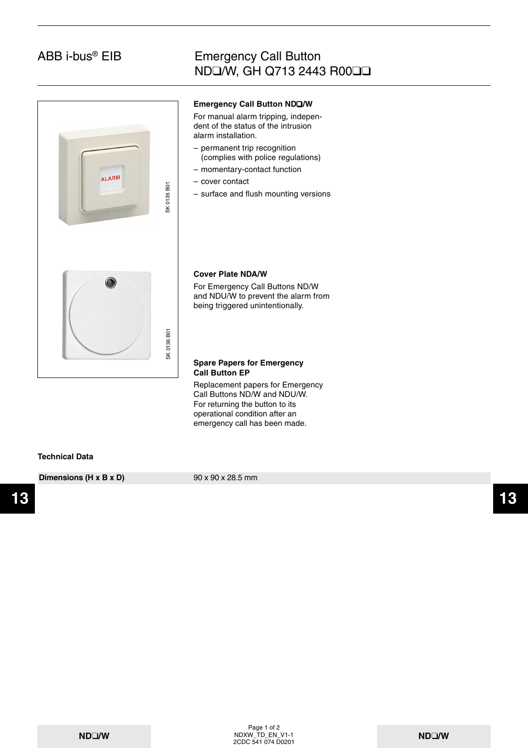ABB i-bus® EIB

# Emergency Call Button ND❑/W, GH Q713 2443 R00❑❑

SK 0135 B01

SK 0136 B01

**Emergency Call Button ND❑/W**

For manual alarm tripping, independent of the status of the intrusion alarm installation.

- permanent trip recognition (complies with police regulations)
- momentary-contact function
- cover contact
- surface and flush mounting versions

**Cover Plate NDA/W**

For Emergency Call Buttons ND/W and NDU/W to prevent the alarm from being triggered unintentionally.

**Spare Papers for Emergency Call Button EP**

Replacement papers for Emergency Call Buttons ND/W and NDU/W. For returning the button to its operational condition after an emergency call has been made.

**Technical Data**

| Dimensions (H x B x D) | 90 x 90 x 28.5 mm |
|---|---|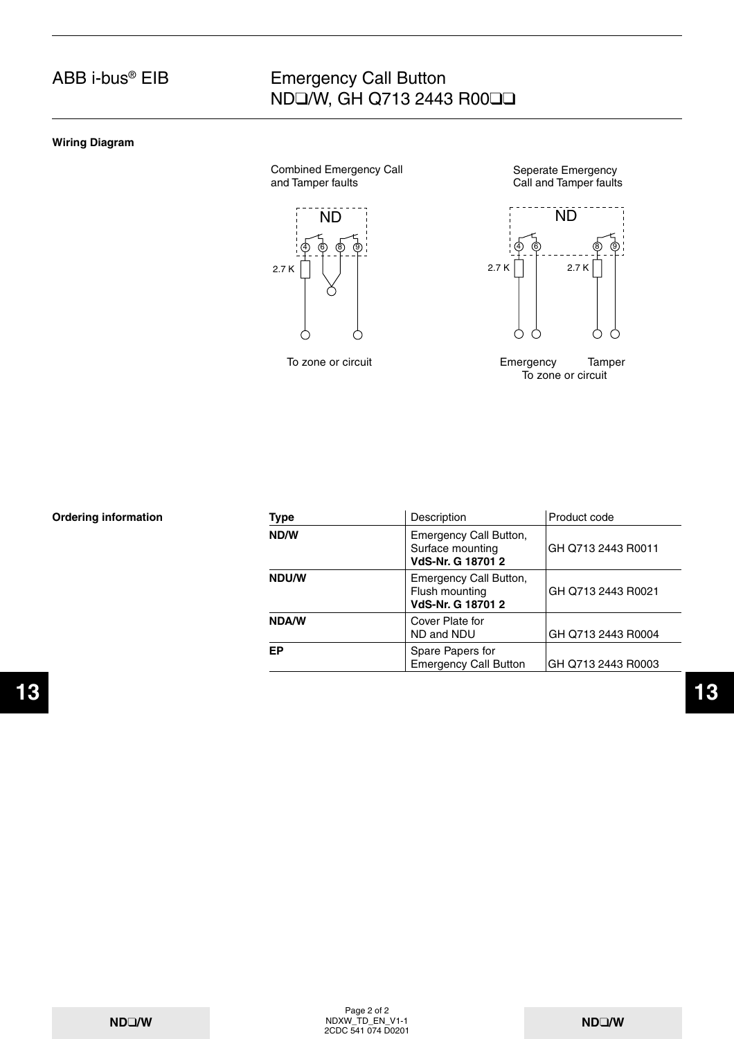## Wiring Diagram

Combined Emergency Call and Tamper faults

ND

4 6 8 9

2.7 K

To zone or circuit

Seperate Emergency Call and Tamper faults

ND

4 6 8 9

2.7 K

2.7 K

Emergency

Tamper

To zone or circuit

## Ordering information

| Type | Description | Product code |
|---|---|---|
| **ND/W** | Emergency Call Button, Surface mounting **VdS-Nr. G 18701 2** | GH Q713 2443 R0011 |
| **NDU/W** | Emergency Call Button, Flush mounting **VdS-Nr. G 18701 2** | GH Q713 2443 R0021 |
| **NDA/W** | Cover Plate for ND and NDU | GH Q713 2443 R0004 |
| **EP** | Spare Papers for Emergency Call Button | GH Q713 2443 R0003 |